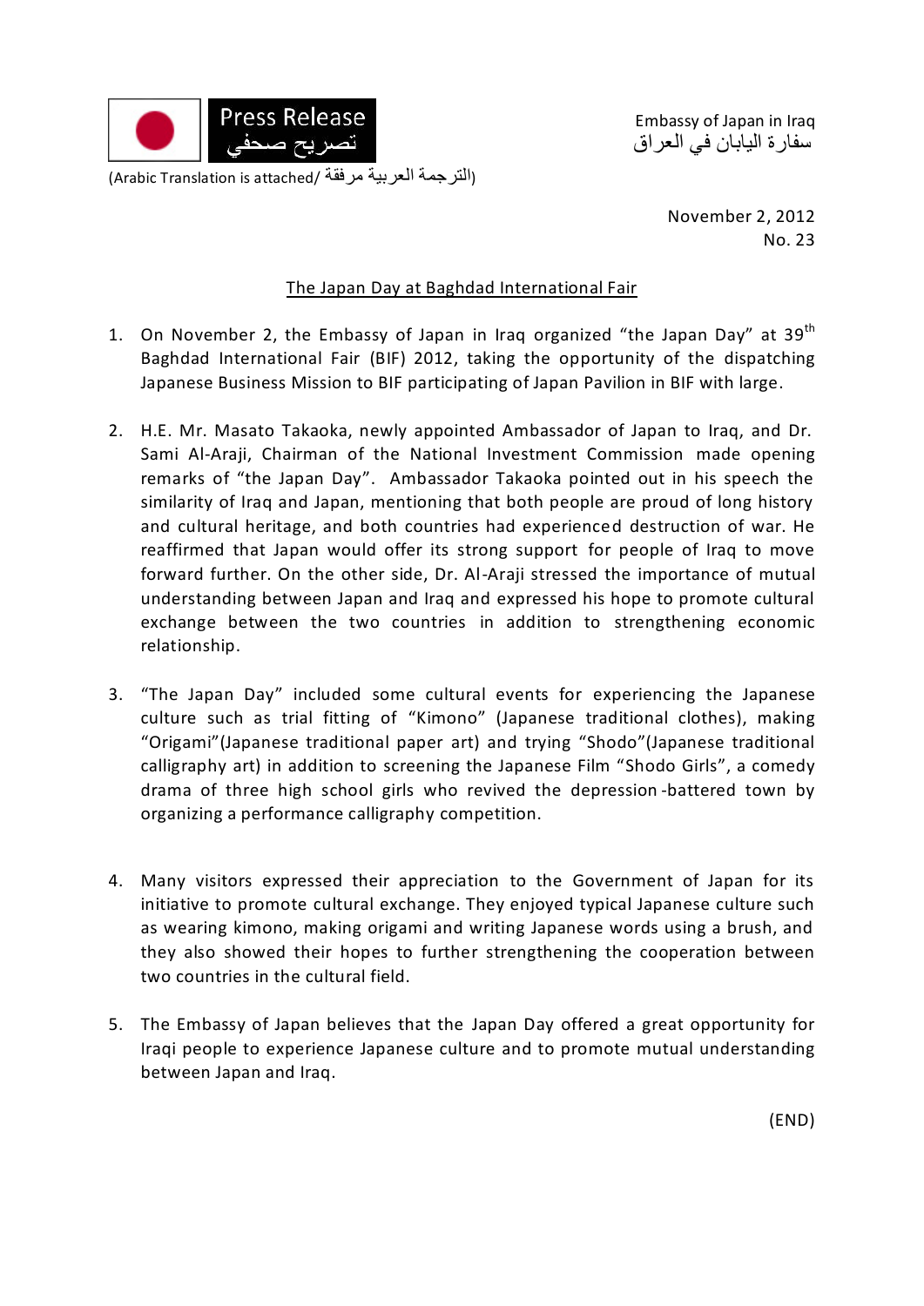Press Release
تصريح صحفي

(Arabic Translation is attached/ الترجمة العربية مرفقة)

Embassy of Japan in Iraq
سفارة اليابان في العراق

November 2, 2012
No. 23

## The Japan Day at Baghdad International Fair

1. On November 2, the Embassy of Japan in Iraq organized "the Japan Day" at 39th Baghdad International Fair (BIF) 2012, taking the opportunity of the dispatching Japanese Business Mission to BIF participating of Japan Pavilion in BIF with large.

2. H.E. Mr. Masato Takaoka, newly appointed Ambassador of Japan to Iraq, and Dr. Sami Al-Araji, Chairman of the National Investment Commission made opening remarks of "the Japan Day". Ambassador Takaoka pointed out in his speech the similarity of Iraq and Japan, mentioning that both people are proud of long history and cultural heritage, and both countries had experienced destruction of war. He reaffirmed that Japan would offer its strong support for people of Iraq to move forward further. On the other side, Dr. Al-Araji stressed the importance of mutual understanding between Japan and Iraq and expressed his hope to promote cultural exchange between the two countries in addition to strengthening economic relationship.

3. "The Japan Day" included some cultural events for experiencing the Japanese culture such as trial fitting of "Kimono" (Japanese traditional clothes), making "Origami"(Japanese traditional paper art) and trying "Shodo"(Japanese traditional calligraphy art) in addition to screening the Japanese Film "Shodo Girls", a comedy drama of three high school girls who revived the depression-battered town by organizing a performance calligraphy competition.

4. Many visitors expressed their appreciation to the Government of Japan for its initiative to promote cultural exchange. They enjoyed typical Japanese culture such as wearing kimono, making origami and writing Japanese words using a brush, and they also showed their hopes to further strengthening the cooperation between two countries in the cultural field.

5. The Embassy of Japan believes that the Japan Day offered a great opportunity for Iraqi people to experience Japanese culture and to promote mutual understanding between Japan and Iraq.

(END)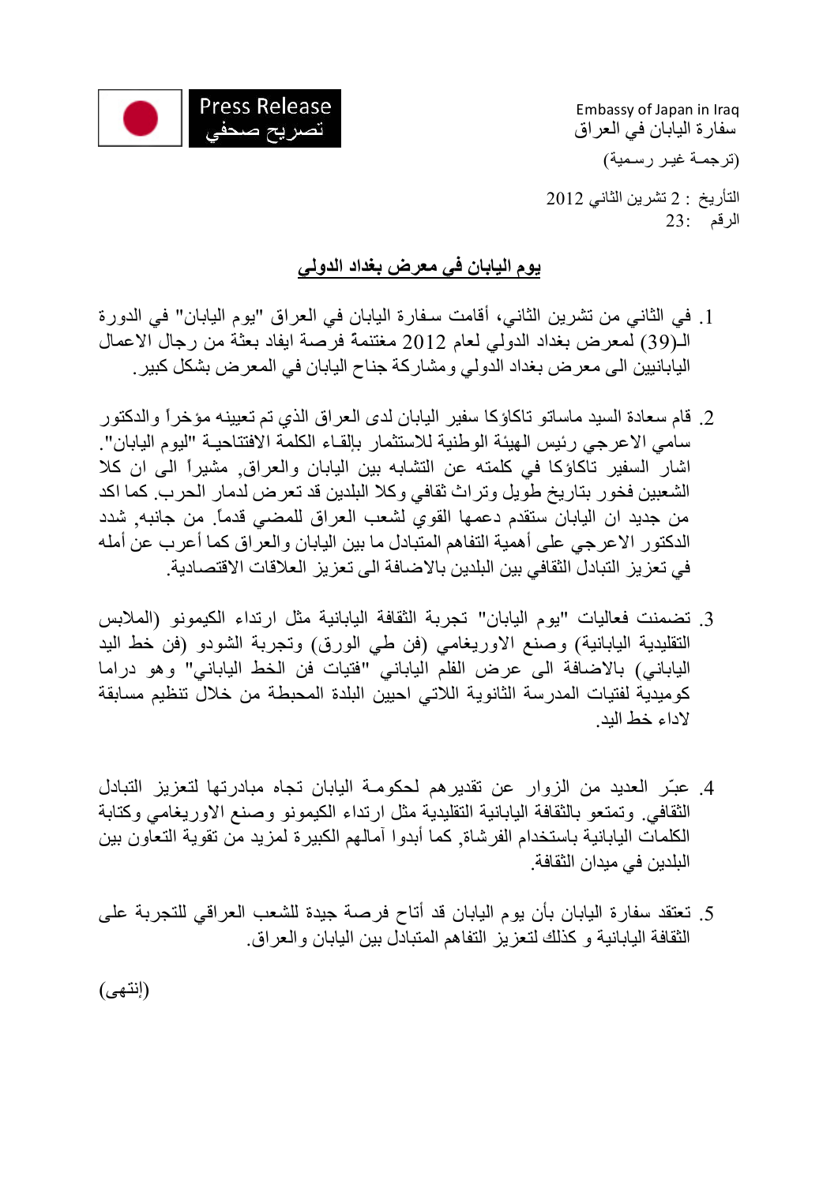Press Release

تصريح صحفي

Embassy of Japan in Iraq

سفارة اليابان في العراق

(ترجمة غير رسمية)

التأريخ : 2 تشرين الثاني 2012

الرقم : 23

## يوم اليابان في معرض بغداد الدولي

1. في الثاني من تشرين الثاني، أقامت سفارة اليابان في العراق "يوم اليابان" في الدورة الـ(39) لمعرض بغداد الدولي لعام 2012 مغتنمة فرصة ايفاد بعثة من رجال الاعمال اليابانيين الى معرض بغداد الدولي ومشاركة جناح اليابان في المعرض بشكل كبير.

2. قام سعادة السيد ماساتو تاكاؤكا سفير اليابان لدى العراق الذي تم تعيينه مؤخراً والدكتور سامي الاعرجي رئيس الهيئة الوطنية للاستثمار بإلقاء الكلمة الافتتاحية "ليوم اليابان". اشار السفير تاكاؤكا في كلمته عن التشابه بين اليابان والعراق, مشيراً الى ان كلا الشعبين فخور بتاريخ طويل وتراث ثقافي وكلا البلدين قد تعرض لدمار الحرب. كما اكد من جديد ان اليابان ستقدم دعمها القوي لشعب العراق للمضي قدماً. من جانبه, شدد الدكتور الاعرجي على أهمية التفاهم المتبادل ما بين اليابان والعراق كما أعرب عن أمله في تعزيز التبادل الثقافي بين البلدين بالاضافة الى تعزيز العلاقات الاقتصادية.

3. تضمنت فعاليات "يوم اليابان" تجربة الثقافة اليابانية مثل ارتداء الكيمونو (الملابس التقليدية اليابانية) وصنع الاوريغامي (فن طي الورق) وتجربة الشودو (فن خط اليد الياباني) بالاضافة الى عرض الفلم الياباني "فتيات فن الخط الياباني" وهو دراما كوميدية لفتيات المدرسة الثانوية اللاتي احيين البلدة المحبطة من خلال تنظيم مسابقة لاداء خط اليد.

4. عبّر العديد من الزوار عن تقديرهم لحكومة اليابان تجاه مبادرتها لتعزيز التبادل الثقافي. وتمتعو بالثقافة اليابانية التقليدية مثل ارتداء الكيمونو وصنع الاوريغامي وكتابة الكلمات اليابانية باستخدام الفرشاة, كما أبدوا آمالهم الكبيرة لمزيد من تقوية التعاون بين البلدين في ميدان الثقافة.

5. تعتقد سفارة اليابان بأن يوم اليابان قد أتاح فرصة جيدة للشعب العراقي للتجربة على الثقافة اليابانية و كذلك لتعزيز التفاهم المتبادل بين اليابان والعراق.

(إنتهى)